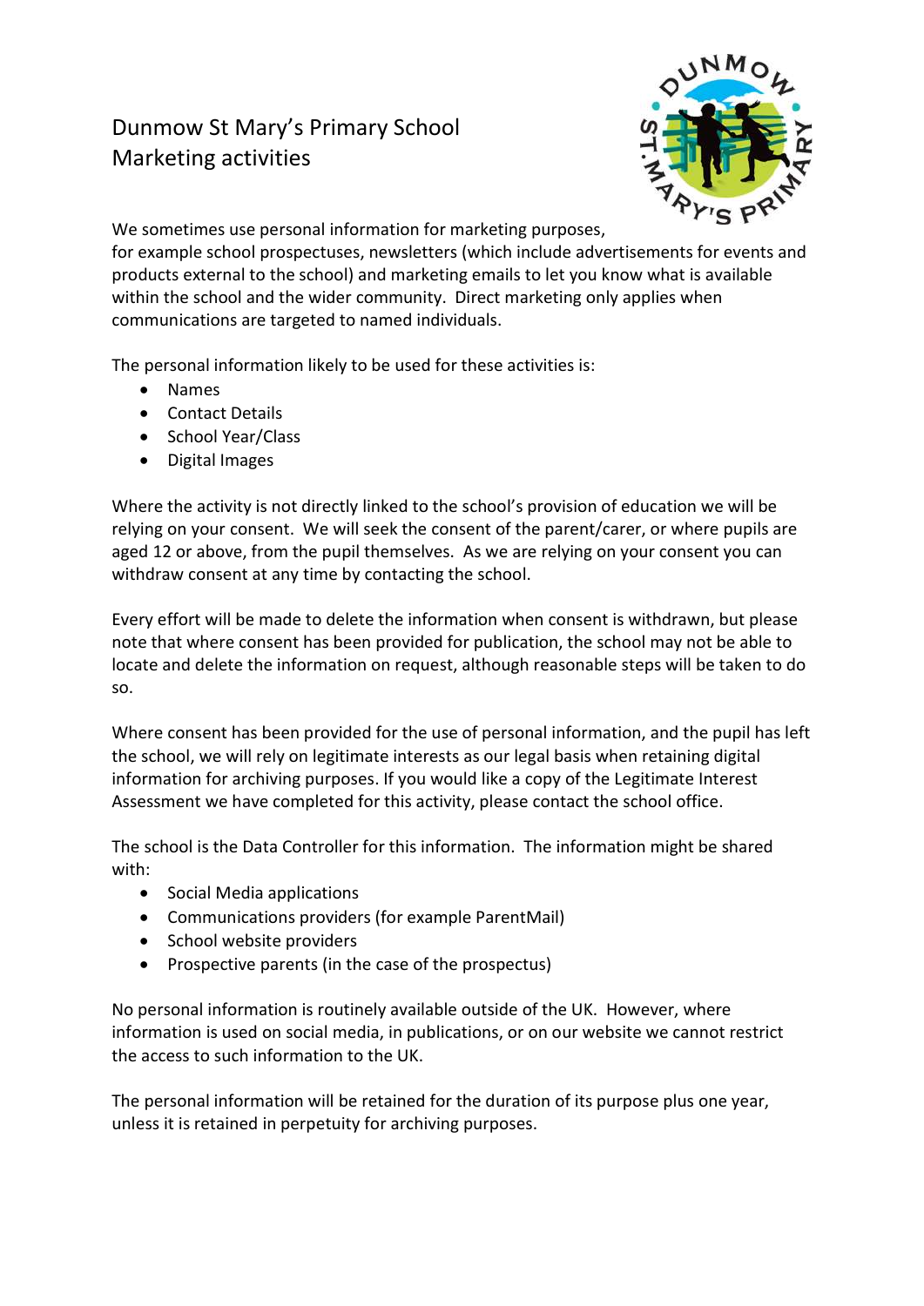# Dunmow St Mary's Primary School
## Marketing activities

We sometimes use personal information for marketing purposes, for example school prospectuses, newsletters (which include advertisements for events and products external to the school) and marketing emails to let you know what is available within the school and the wider community. Direct marketing only applies when communications are targeted to named individuals.

The personal information likely to be used for these activities is:

- Names
- Contact Details
- School Year/Class
- Digital Images

Where the activity is not directly linked to the school's provision of education we will be relying on your consent. We will seek the consent of the parent/carer, or where pupils are aged 12 or above, from the pupil themselves. As we are relying on your consent you can withdraw consent at any time by contacting the school.

Every effort will be made to delete the information when consent is withdrawn, but please note that where consent has been provided for publication, the school may not be able to locate and delete the information on request, although reasonable steps will be taken to do so.

Where consent has been provided for the use of personal information, and the pupil has left the school, we will rely on legitimate interests as our legal basis when retaining digital information for archiving purposes. If you would like a copy of the Legitimate Interest Assessment we have completed for this activity, please contact the school office.

The school is the Data Controller for this information. The information might be shared with:

- Social Media applications
- Communications providers (for example ParentMail)
- School website providers
- Prospective parents (in the case of the prospectus)

No personal information is routinely available outside of the UK. However, where information is used on social media, in publications, or on our website we cannot restrict the access to such information to the UK.

The personal information will be retained for the duration of its purpose plus one year, unless it is retained in perpetuity for archiving purposes.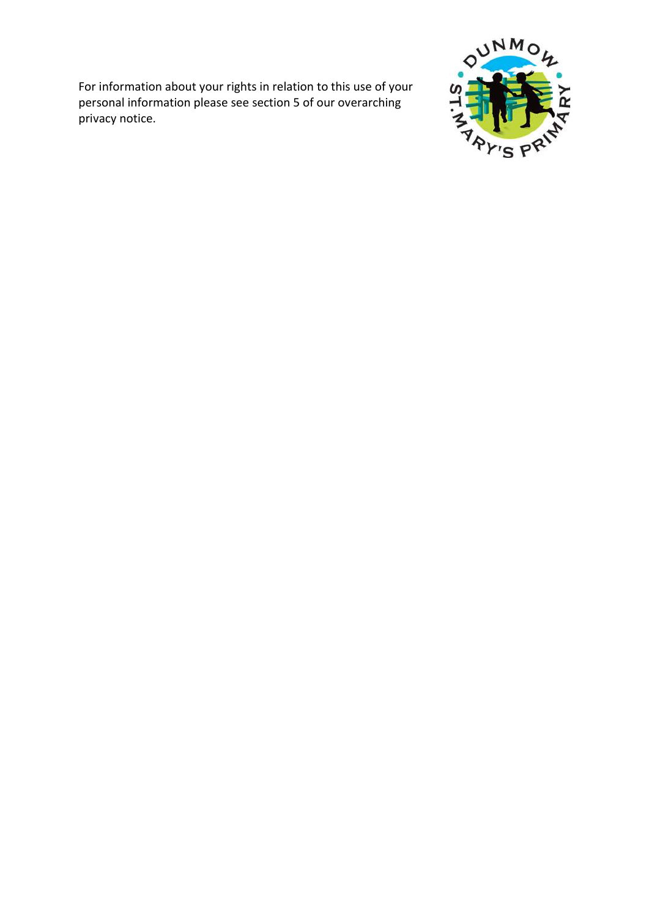For information about your rights in relation to this use of your personal information please see section 5 of our overarching privacy notice.